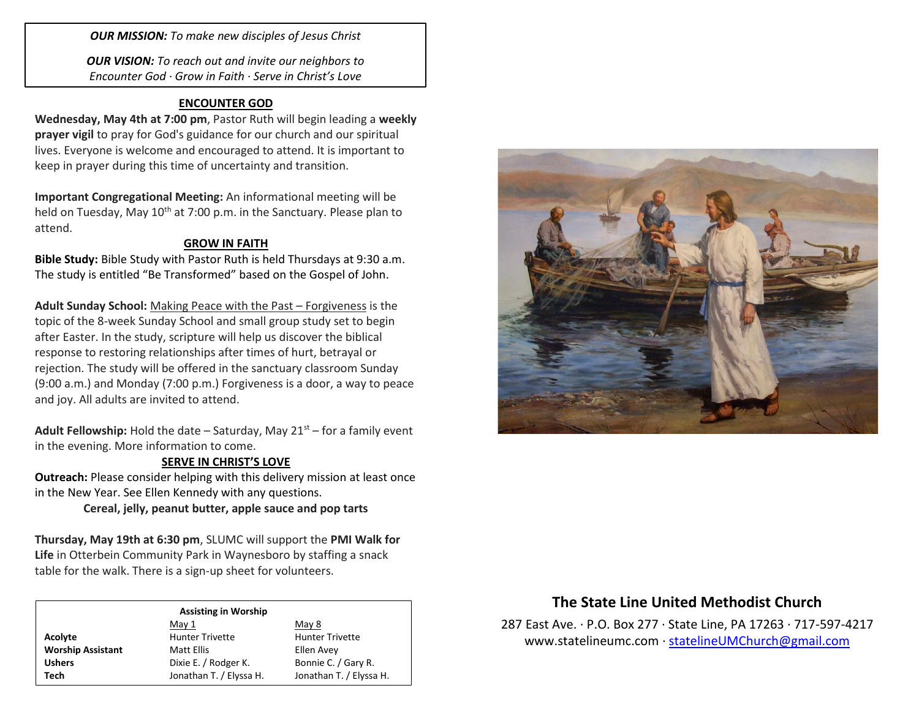***OUR MISSION:*** *To make new disciples of Jesus Christ*

***OUR VISION:*** *To reach out and invite our neighbors to Encounter God · Grow in Faith · Serve in Christ's Love*

## ENCOUNTER GOD

**Wednesday, May 4th at 7:00 pm**, Pastor Ruth will begin leading a **weekly prayer vigil** to pray for God's guidance for our church and our spiritual lives. Everyone is welcome and encouraged to attend. It is important to keep in prayer during this time of uncertainty and transition.

**Important Congregational Meeting:** An informational meeting will be held on Tuesday, May 10th at 7:00 p.m. in the Sanctuary. Please plan to attend.

## GROW IN FAITH

**Bible Study:** Bible Study with Pastor Ruth is held Thursdays at 9:30 a.m. The study is entitled "Be Transformed" based on the Gospel of John.

**Adult Sunday School:** Making Peace with the Past – Forgiveness is the topic of the 8-week Sunday School and small group study set to begin after Easter. In the study, scripture will help us discover the biblical response to restoring relationships after times of hurt, betrayal or rejection. The study will be offered in the sanctuary classroom Sunday (9:00 a.m.) and Monday (7:00 p.m.) Forgiveness is a door, a way to peace and joy. All adults are invited to attend.

**Adult Fellowship:** Hold the date – Saturday, May 21st – for a family event in the evening. More information to come.

## SERVE IN CHRIST'S LOVE

**Outreach:** Please consider helping with this delivery mission at least once in the New Year. See Ellen Kennedy with any questions.

**Cereal, jelly, peanut butter, apple sauce and pop tarts**

**Thursday, May 19th at 6:30 pm**, SLUMC will support the **PMI Walk for Life** in Otterbein Community Park in Waynesboro by staffing a snack table for the walk. There is a sign-up sheet for volunteers.

**Assisting in Worship**

| | May 1 | May 8 |
|---|---|---|
| **Acolyte** | Hunter Trivette | Hunter Trivette |
| **Worship Assistant** | Matt Ellis | Ellen Avey |
| **Ushers** | Dixie E. / Rodger K. | Bonnie C. / Gary R. |
| **Tech** | Jonathan T. / Elyssa H. | Jonathan T. / Elyssa H. |

## The State Line United Methodist Church

287 East Ave. · P.O. Box 277 · State Line, PA 17263 · 717-597-4217
www.statelineumc.com · statelineUMChurch@gmail.com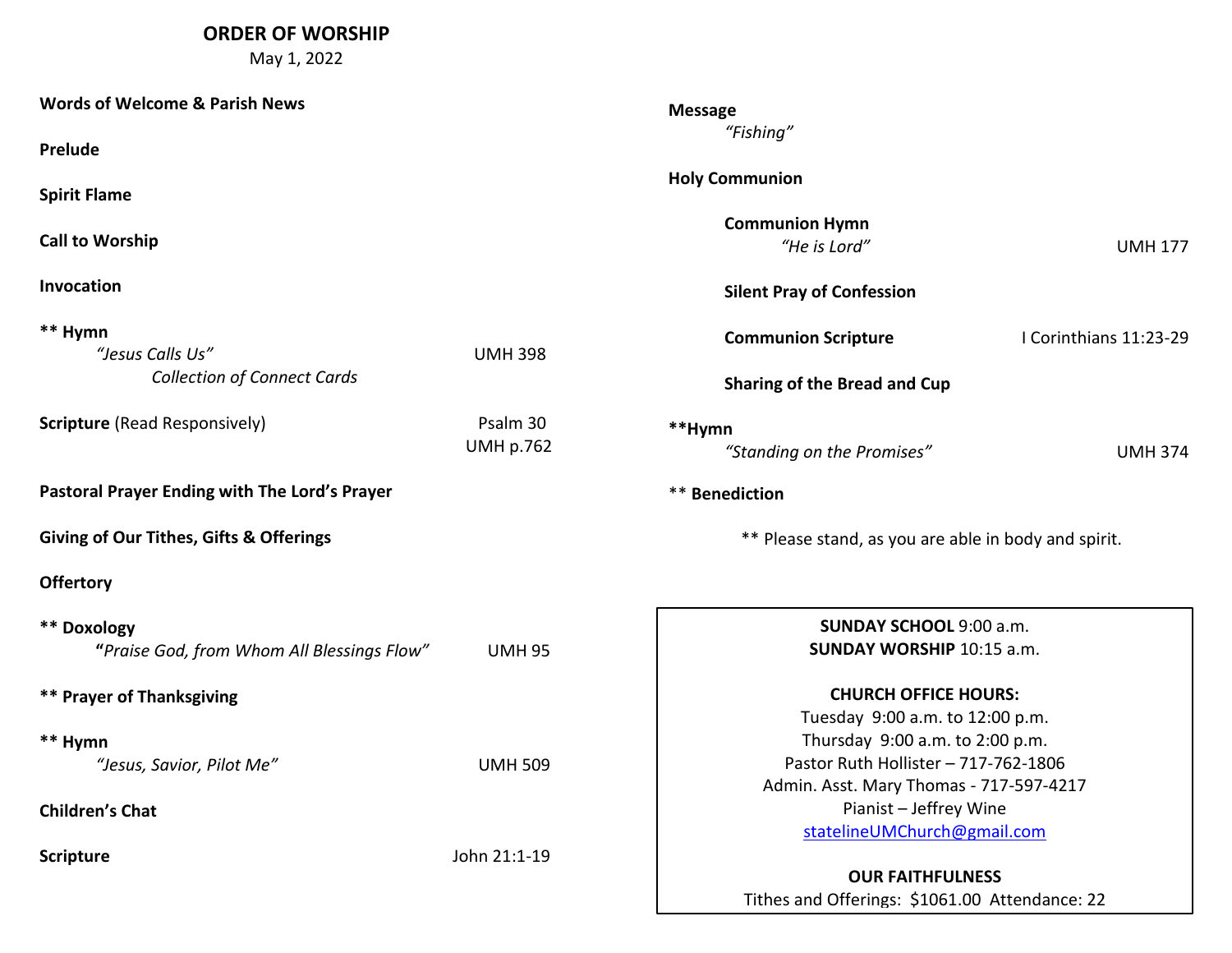## ORDER OF WORSHIP

May 1, 2022

**Words of Welcome & Parish News**

**Prelude**

**Spirit Flame**

**Call to Worship**

**Invocation**

**\*\* Hymn**
*"Jesus Calls Us"* — UMH 398
*Collection of Connect Cards*

**Scripture** (Read Responsively) — Psalm 30, UMH p.762

**Pastoral Prayer Ending with The Lord's Prayer**

**Giving of Our Tithes, Gifts & Offerings**

**Offertory**

**\*\* Doxology**
**"***Praise God, from Whom All Blessings Flow"* — UMH 95

**\*\* Prayer of Thanksgiving**

**\*\* Hymn**
*"Jesus, Savior, Pilot Me"* — UMH 509

**Children's Chat**

**Scripture** — John 21:1-19

**Message**
*"Fishing"*

**Holy Communion**

**Communion Hymn**
*"He is Lord"* — UMH 177

**Silent Pray of Confession**

**Communion Scripture** — I Corinthians 11:23-29

**Sharing of the Bread and Cup**

**\*\*Hymn**
*"Standing on the Promises"* — UMH 374

\*\* **Benediction**

\*\* Please stand, as you are able in body and spirit.

---

**SUNDAY SCHOOL** 9:00 a.m.
**SUNDAY WORSHIP** 10:15 a.m.

**CHURCH OFFICE HOURS:**
Tuesday 9:00 a.m. to 12:00 p.m.
Thursday 9:00 a.m. to 2:00 p.m.
Pastor Ruth Hollister – 717-762-1806
Admin. Asst. Mary Thomas - 717-597-4217
Pianist – Jeffrey Wine
statelineUMChurch@gmail.com

**OUR FAITHFULNESS**
Tithes and Offerings: $1061.00 Attendance: 22